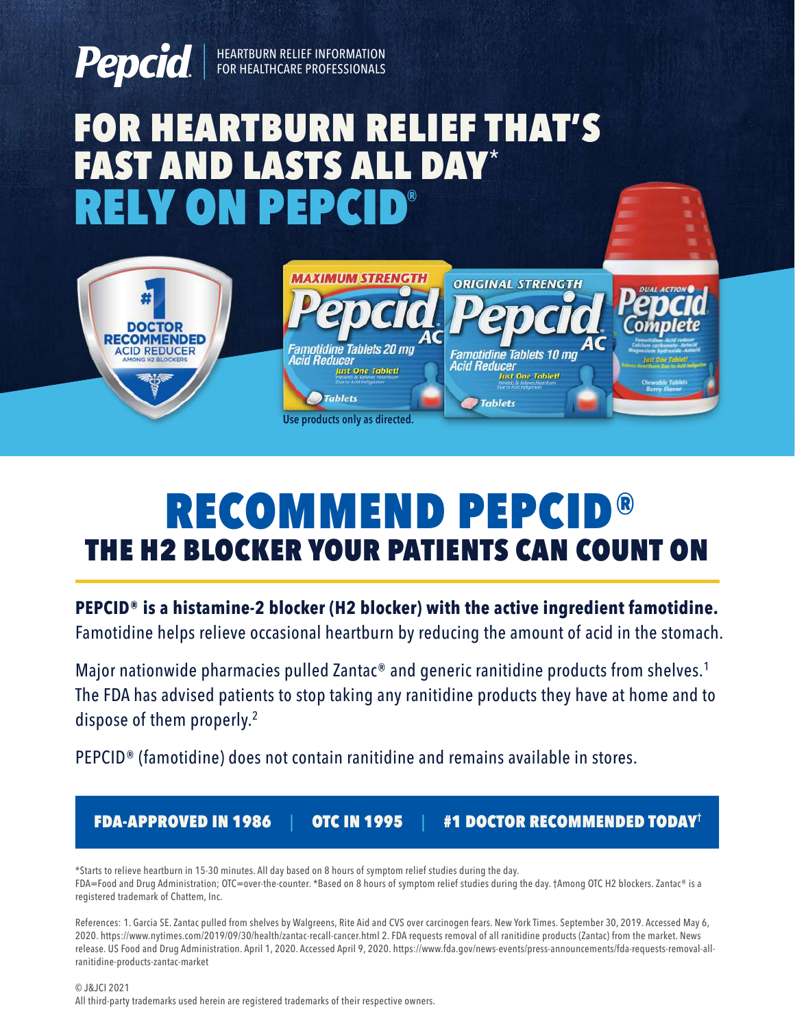Pepcid | HEARTBURN RELIEF INFORMATION FOR HEALTHCARE PROFESSIONALS

# FOR HEARTBURN RELIEF THAT'S FAST AND LASTS ALL DAY* RELY ON PEPCID®

#1 DOCTOR RECOMMENDED ACID REDUCER AMONG H2 BLOCKERS

Use products only as directed.

# RECOMMEND PEPCID®

## THE H2 BLOCKER YOUR PATIENTS CAN COUNT ON

**PEPCID® is a histamine-2 blocker (H2 blocker) with the active ingredient famotidine.** Famotidine helps relieve occasional heartburn by reducing the amount of acid in the stomach.

Major nationwide pharmacies pulled Zantac® and generic ranitidine products from shelves.[1] The FDA has advised patients to stop taking any ranitidine products they have at home and to dispose of them properly.[2]

PEPCID® (famotidine) does not contain ranitidine and remains available in stores.

**FDA-APPROVED IN 1986 | OTC IN 1995 | #1 DOCTOR RECOMMENDED TODAY†**

*Starts to relieve heartburn in 15-30 minutes. All day based on 8 hours of symptom relief studies during the day.
FDA=Food and Drug Administration; OTC=over-the-counter. *Based on 8 hours of symptom relief studies during the day. †Among OTC H2 blockers. Zantac® is a registered trademark of Chattem, Inc.

References: 1. Garcia SE. Zantac pulled from shelves by Walgreens, Rite Aid and CVS over carcinogen fears. New York Times. September 30, 2019. Accessed May 6, 2020. https://www.nytimes.com/2019/09/30/health/zantac-recall-cancer.html 2. FDA requests removal of all ranitidine products (Zantac) from the market. News release. US Food and Drug Administration. April 1, 2020. Accessed April 9, 2020. https://www.fda.gov/news-events/press-announcements/fda-requests-removal-all-ranitidine-products-zantac-market

© J&JCI 2021
All third-party trademarks used herein are registered trademarks of their respective owners.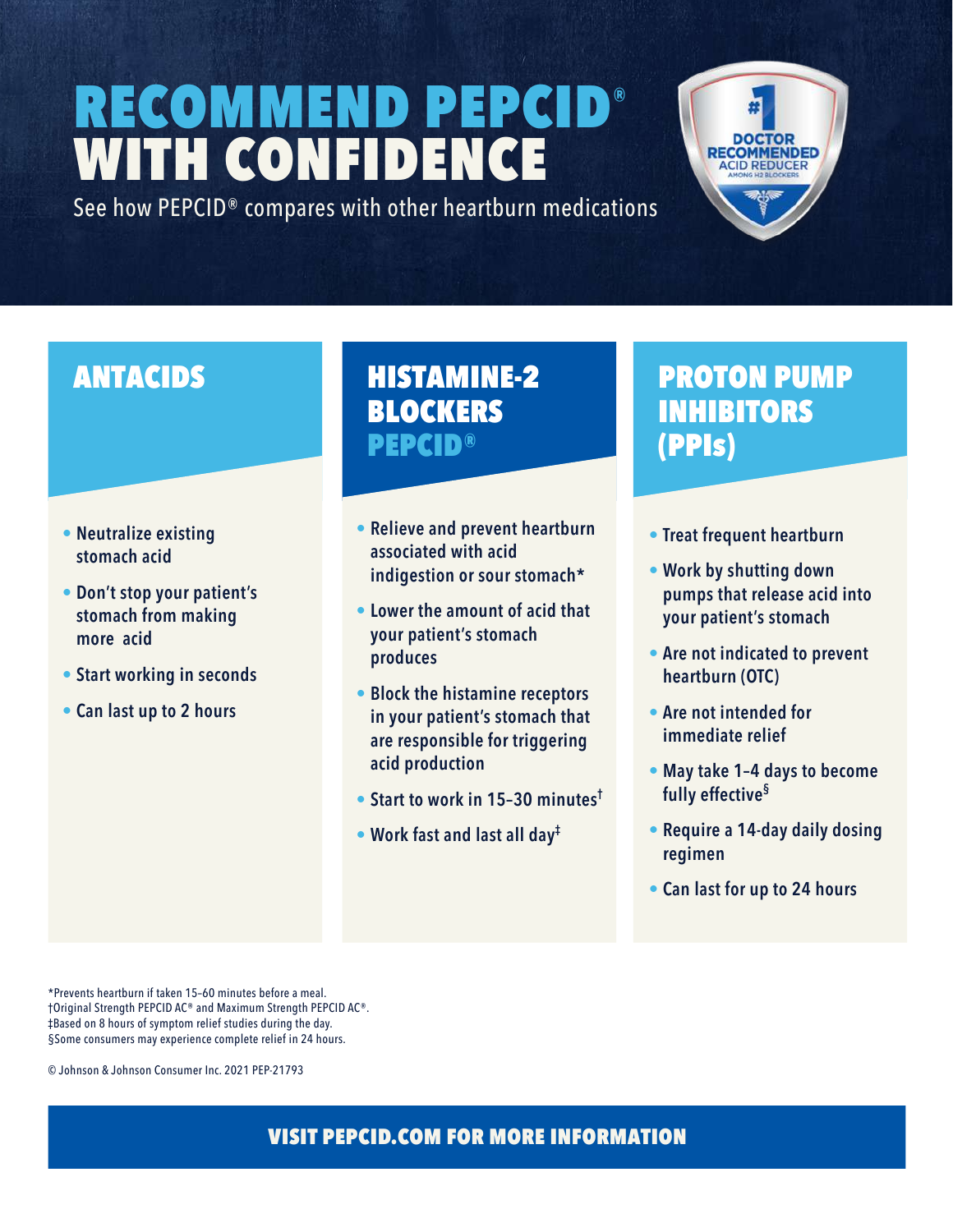# RECOMMEND PEPCID® WITH CONFIDENCE

See how PEPCID® compares with other heartburn medications

#1 DOCTOR RECOMMENDED ACID REDUCER AMONG H2 BLOCKERS

## ANTACIDS

- Neutralize existing stomach acid
- Don't stop your patient's stomach from making more acid
- Start working in seconds
- Can last up to 2 hours

## HISTAMINE-2 BLOCKERS PEPCID®

- Relieve and prevent heartburn associated with acid indigestion or sour stomach*
- Lower the amount of acid that your patient's stomach produces
- Block the histamine receptors in your patient's stomach that are responsible for triggering acid production
- Start to work in 15–30 minutes†
- Work fast and last all day‡

## PROTON PUMP INHIBITORS (PPIs)

- Treat frequent heartburn
- Work by shutting down pumps that release acid into your patient's stomach
- Are not indicated to prevent heartburn (OTC)
- Are not intended for immediate relief
- May take 1–4 days to become fully effective§
- Require a 14-day daily dosing regimen
- Can last for up to 24 hours

*Prevents heartburn if taken 15–60 minutes before a meal.
†Original Strength PEPCID AC® and Maximum Strength PEPCID AC®.
‡Based on 8 hours of symptom relief studies during the day.
§Some consumers may experience complete relief in 24 hours.

© Johnson & Johnson Consumer Inc. 2021 PEP-21793

**VISIT PEPCID.COM FOR MORE INFORMATION**